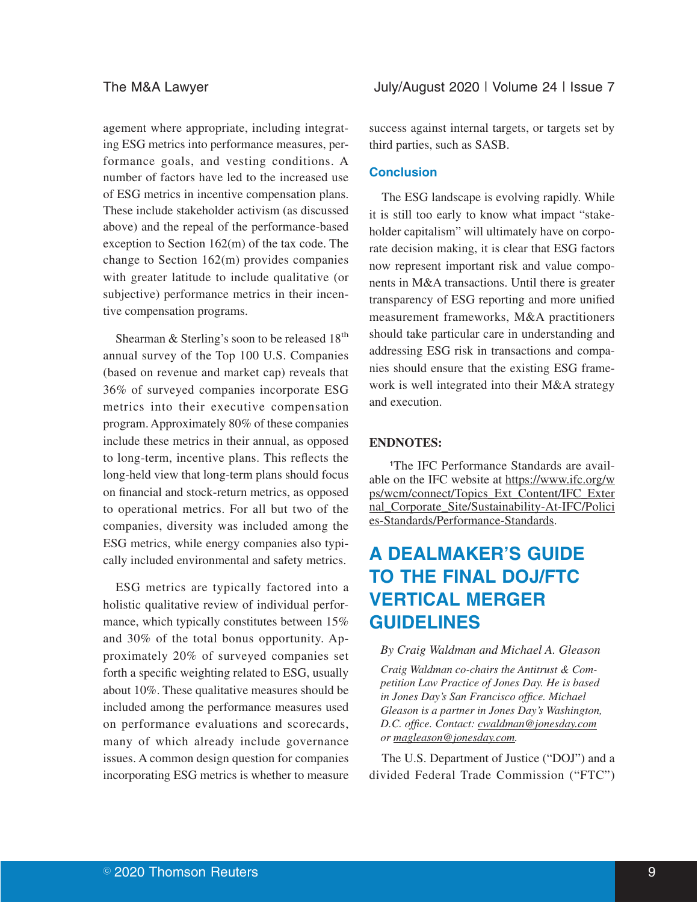agement where appropriate, including integrating ESG metrics into performance measures, performance goals, and vesting conditions. A number of factors have led to the increased use of ESG metrics in incentive compensation plans. These include stakeholder activism (as discussed above) and the repeal of the performance-based exception to Section 162(m) of the tax code. The change to Section 162(m) provides companies with greater latitude to include qualitative (or subjective) performance metrics in their incentive compensation programs.

Shearman & Sterling's soon to be released 18th annual survey of the Top 100 U.S. Companies (based on revenue and market cap) reveals that 36% of surveyed companies incorporate ESG metrics into their executive compensation program. Approximately 80% of these companies include these metrics in their annual, as opposed to long-term, incentive plans. This reflects the long-held view that long-term plans should focus on financial and stock-return metrics, as opposed to operational metrics. For all but two of the companies, diversity was included among the ESG metrics, while energy companies also typically included environmental and safety metrics.

ESG metrics are typically factored into a holistic qualitative review of individual performance, which typically constitutes between 15% and 30% of the total bonus opportunity. Approximately 20% of surveyed companies set forth a specific weighting related to ESG, usually about 10%. These qualitative measures should be included among the performance measures used on performance evaluations and scorecards, many of which already include governance issues. A common design question for companies incorporating ESG metrics is whether to measure success against internal targets, or targets set by third parties, such as SASB.

## Conclusion

The ESG landscape is evolving rapidly. While it is still too early to know what impact "stakeholder capitalism" will ultimately have on corporate decision making, it is clear that ESG factors now represent important risk and value components in M&A transactions. Until there is greater transparency of ESG reporting and more unified measurement frameworks, M&A practitioners should take particular care in understanding and addressing ESG risk in transactions and companies should ensure that the existing ESG framework is well integrated into their M&A strategy and execution.

**ENDNOTES:**

[1]The IFC Performance Standards are available on the IFC website at https://www.ifc.org/wps/wcm/connect/Topics_Ext_Content/IFC_External_Corporate_Site/Sustainability-At-IFC/Policies-Standards/Performance-Standards.

# A DEALMAKER'S GUIDE TO THE FINAL DOJ/FTC VERTICAL MERGER GUIDELINES

*By Craig Waldman and Michael A. Gleason*

*Craig Waldman co-chairs the Antitrust & Competition Law Practice of Jones Day. He is based in Jones Day's San Francisco office. Michael Gleason is a partner in Jones Day's Washington, D.C. office. Contact: cwaldman@jonesday.com or magleason@jonesday.com.*

The U.S. Department of Justice ("DOJ") and a divided Federal Trade Commission ("FTC")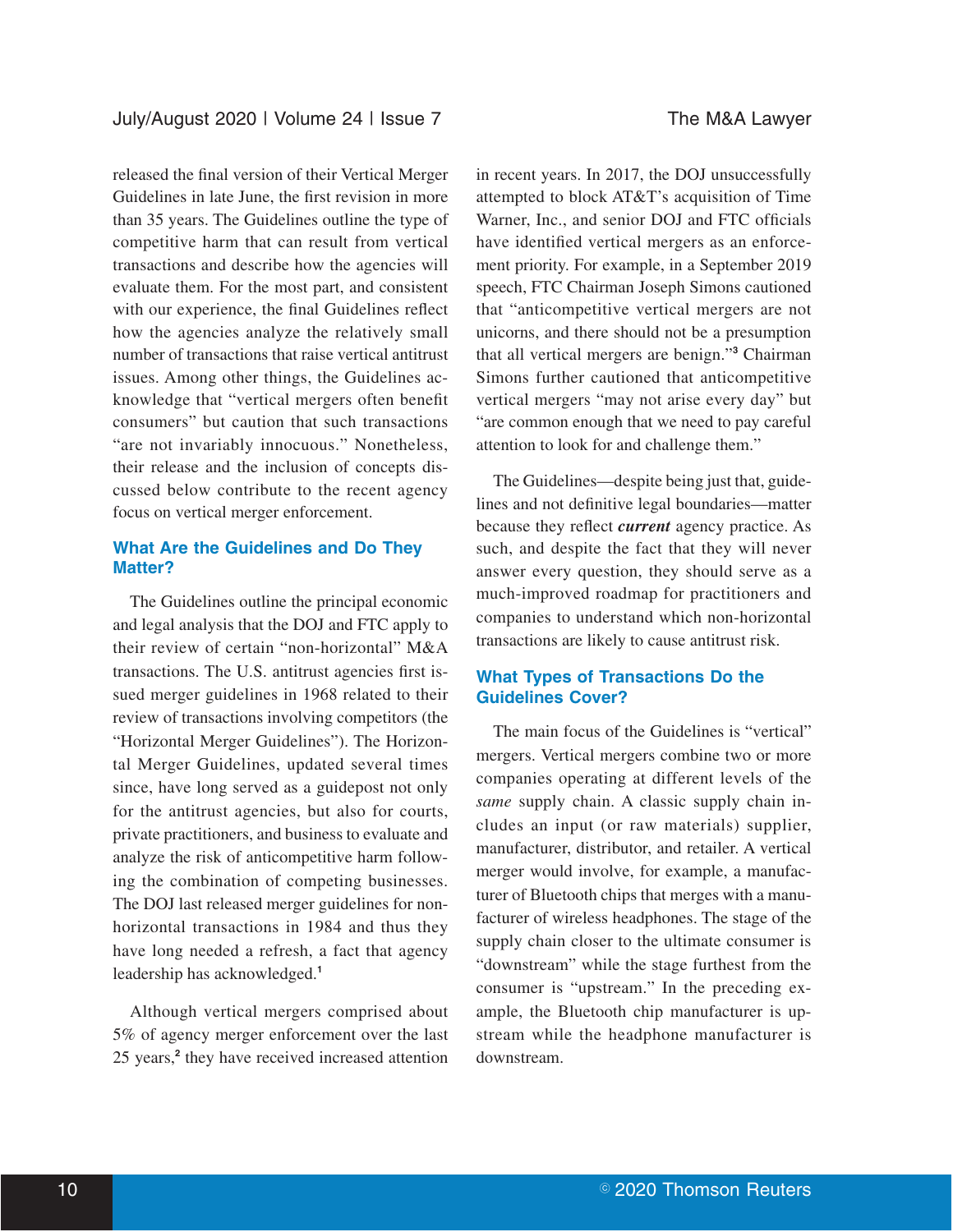released the final version of their Vertical Merger Guidelines in late June, the first revision in more than 35 years. The Guidelines outline the type of competitive harm that can result from vertical transactions and describe how the agencies will evaluate them. For the most part, and consistent with our experience, the final Guidelines reflect how the agencies analyze the relatively small number of transactions that raise vertical antitrust issues. Among other things, the Guidelines acknowledge that "vertical mergers often benefit consumers" but caution that such transactions "are not invariably innocuous." Nonetheless, their release and the inclusion of concepts discussed below contribute to the recent agency focus on vertical merger enforcement.

## What Are the Guidelines and Do They Matter?

The Guidelines outline the principal economic and legal analysis that the DOJ and FTC apply to their review of certain "non-horizontal" M&A transactions. The U.S. antitrust agencies first issued merger guidelines in 1968 related to their review of transactions involving competitors (the "Horizontal Merger Guidelines"). The Horizontal Merger Guidelines, updated several times since, have long served as a guidepost not only for the antitrust agencies, but also for courts, private practitioners, and business to evaluate and analyze the risk of anticompetitive harm following the combination of competing businesses. The DOJ last released merger guidelines for non-horizontal transactions in 1984 and thus they have long needed a refresh, a fact that agency leadership has acknowledged.[1]

Although vertical mergers comprised about 5% of agency merger enforcement over the last 25 years,[2] they have received increased attention in recent years. In 2017, the DOJ unsuccessfully attempted to block AT&T's acquisition of Time Warner, Inc., and senior DOJ and FTC officials have identified vertical mergers as an enforcement priority. For example, in a September 2019 speech, FTC Chairman Joseph Simons cautioned that "anticompetitive vertical mergers are not unicorns, and there should not be a presumption that all vertical mergers are benign."[3] Chairman Simons further cautioned that anticompetitive vertical mergers "may not arise every day" but "are common enough that we need to pay careful attention to look for and challenge them."

The Guidelines—despite being just that, guidelines and not definitive legal boundaries—matter because they reflect ***current*** agency practice. As such, and despite the fact that they will never answer every question, they should serve as a much-improved roadmap for practitioners and companies to understand which non-horizontal transactions are likely to cause antitrust risk.

## What Types of Transactions Do the Guidelines Cover?

The main focus of the Guidelines is "vertical" mergers. Vertical mergers combine two or more companies operating at different levels of the *same* supply chain. A classic supply chain includes an input (or raw materials) supplier, manufacturer, distributor, and retailer. A vertical merger would involve, for example, a manufacturer of Bluetooth chips that merges with a manufacturer of wireless headphones. The stage of the supply chain closer to the ultimate consumer is "downstream" while the stage furthest from the consumer is "upstream." In the preceding example, the Bluetooth chip manufacturer is upstream while the headphone manufacturer is downstream.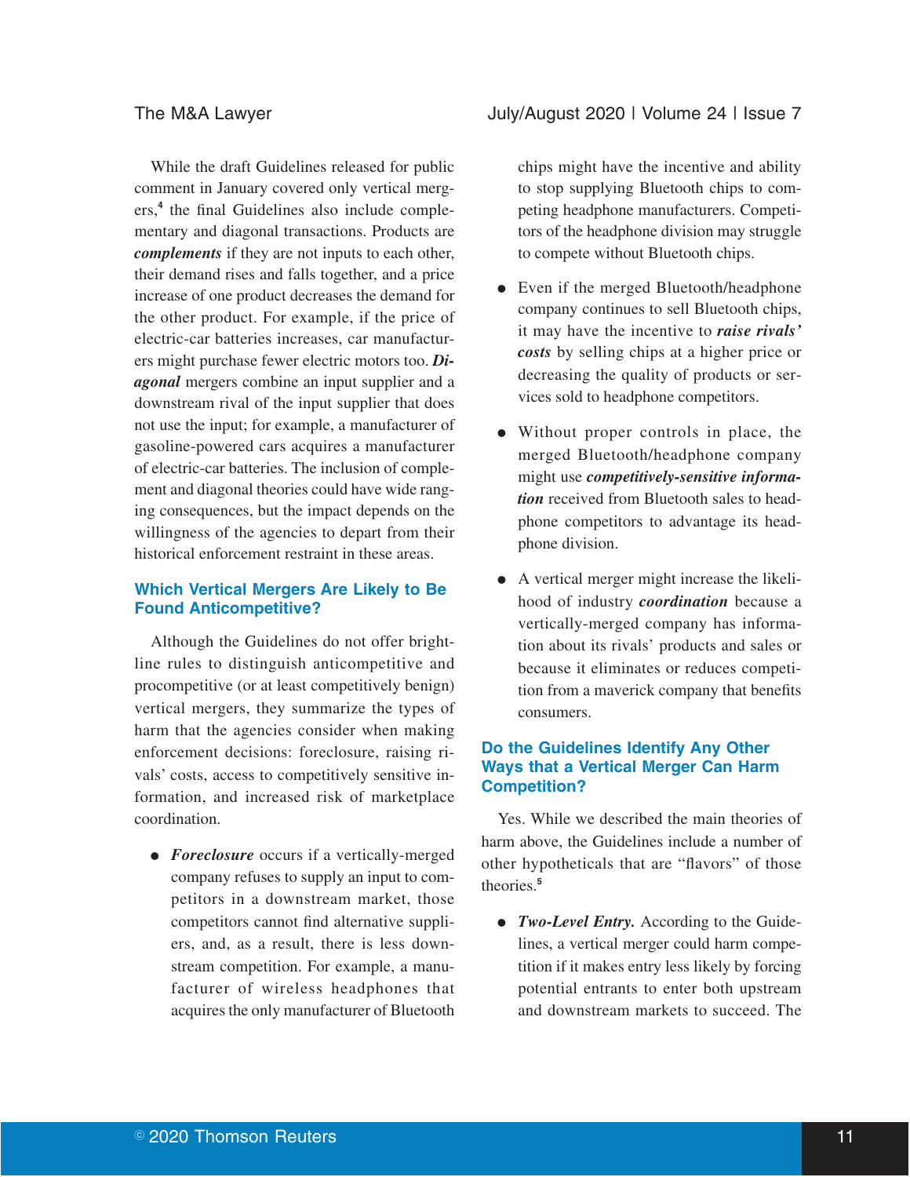While the draft Guidelines released for public comment in January covered only vertical mergers,[4] the final Guidelines also include complementary and diagonal transactions. Products are ***complements*** if they are not inputs to each other, their demand rises and falls together, and a price increase of one product decreases the demand for the other product. For example, if the price of electric-car batteries increases, car manufacturers might purchase fewer electric motors too. ***Diagonal*** mergers combine an input supplier and a downstream rival of the input supplier that does not use the input; for example, a manufacturer of gasoline-powered cars acquires a manufacturer of electric-car batteries. The inclusion of complement and diagonal theories could have wide ranging consequences, but the impact depends on the willingness of the agencies to depart from their historical enforcement restraint in these areas.

## Which Vertical Mergers Are Likely to Be Found Anticompetitive?

Although the Guidelines do not offer bright-line rules to distinguish anticompetitive and procompetitive (or at least competitively benign) vertical mergers, they summarize the types of harm that the agencies consider when making enforcement decisions: foreclosure, raising rivals' costs, access to competitively sensitive information, and increased risk of marketplace coordination.

- ***Foreclosure*** occurs if a vertically-merged company refuses to supply an input to competitors in a downstream market, those competitors cannot find alternative suppliers, and, as a result, there is less downstream competition. For example, a manufacturer of wireless headphones that acquires the only manufacturer of Bluetooth chips might have the incentive and ability to stop supplying Bluetooth chips to competing headphone manufacturers. Competitors of the headphone division may struggle to compete without Bluetooth chips.
- Even if the merged Bluetooth/headphone company continues to sell Bluetooth chips, it may have the incentive to ***raise rivals' costs*** by selling chips at a higher price or decreasing the quality of products or services sold to headphone competitors.
- Without proper controls in place, the merged Bluetooth/headphone company might use ***competitively-sensitive information*** received from Bluetooth sales to headphone competitors to advantage its headphone division.
- A vertical merger might increase the likelihood of industry ***coordination*** because a vertically-merged company has information about its rivals' products and sales or because it eliminates or reduces competition from a maverick company that benefits consumers.

## Do the Guidelines Identify Any Other Ways that a Vertical Merger Can Harm Competition?

Yes. While we described the main theories of harm above, the Guidelines include a number of other hypotheticals that are "flavors" of those theories.[5]

- ***Two-Level Entry.*** According to the Guidelines, a vertical merger could harm competition if it makes entry less likely by forcing potential entrants to enter both upstream and downstream markets to succeed. The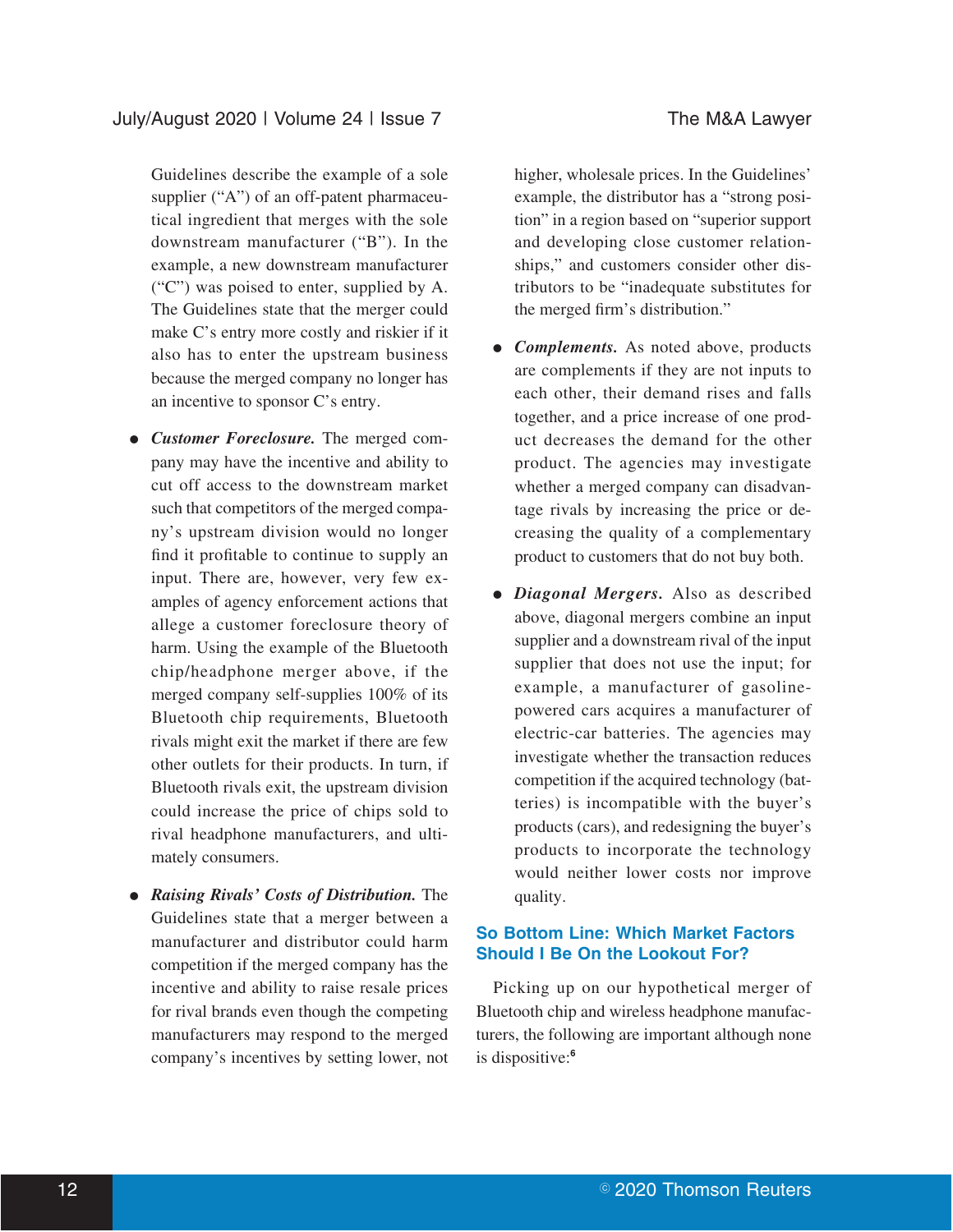Guidelines describe the example of a sole supplier ("A") of an off-patent pharmaceutical ingredient that merges with the sole downstream manufacturer ("B"). In the example, a new downstream manufacturer ("C") was poised to enter, supplied by A. The Guidelines state that the merger could make C's entry more costly and riskier if it also has to enter the upstream business because the merged company no longer has an incentive to sponsor C's entry.

- ***Customer Foreclosure.*** The merged company may have the incentive and ability to cut off access to the downstream market such that competitors of the merged company's upstream division would no longer find it profitable to continue to supply an input. There are, however, very few examples of agency enforcement actions that allege a customer foreclosure theory of harm. Using the example of the Bluetooth chip/headphone merger above, if the merged company self-supplies 100% of its Bluetooth chip requirements, Bluetooth rivals might exit the market if there are few other outlets for their products. In turn, if Bluetooth rivals exit, the upstream division could increase the price of chips sold to rival headphone manufacturers, and ultimately consumers.

- ***Raising Rivals' Costs of Distribution.*** The Guidelines state that a merger between a manufacturer and distributor could harm competition if the merged company has the incentive and ability to raise resale prices for rival brands even though the competing manufacturers may respond to the merged company's incentives by setting lower, not higher, wholesale prices. In the Guidelines' example, the distributor has a "strong position" in a region based on "superior support and developing close customer relationships," and customers consider other distributors to be "inadequate substitutes for the merged firm's distribution."

- ***Complements.*** As noted above, products are complements if they are not inputs to each other, their demand rises and falls together, and a price increase of one product decreases the demand for the other product. The agencies may investigate whether a merged company can disadvantage rivals by increasing the price or decreasing the quality of a complementary product to customers that do not buy both.

- ***Diagonal Mergers.*** Also as described above, diagonal mergers combine an input supplier and a downstream rival of the input supplier that does not use the input; for example, a manufacturer of gasoline-powered cars acquires a manufacturer of electric-car batteries. The agencies may investigate whether the transaction reduces competition if the acquired technology (batteries) is incompatible with the buyer's products (cars), and redesigning the buyer's products to incorporate the technology would neither lower costs nor improve quality.

## So Bottom Line: Which Market Factors Should I Be On the Lookout For?

Picking up on our hypothetical merger of Bluetooth chip and wireless headphone manufacturers, the following are important although none is dispositive:[6]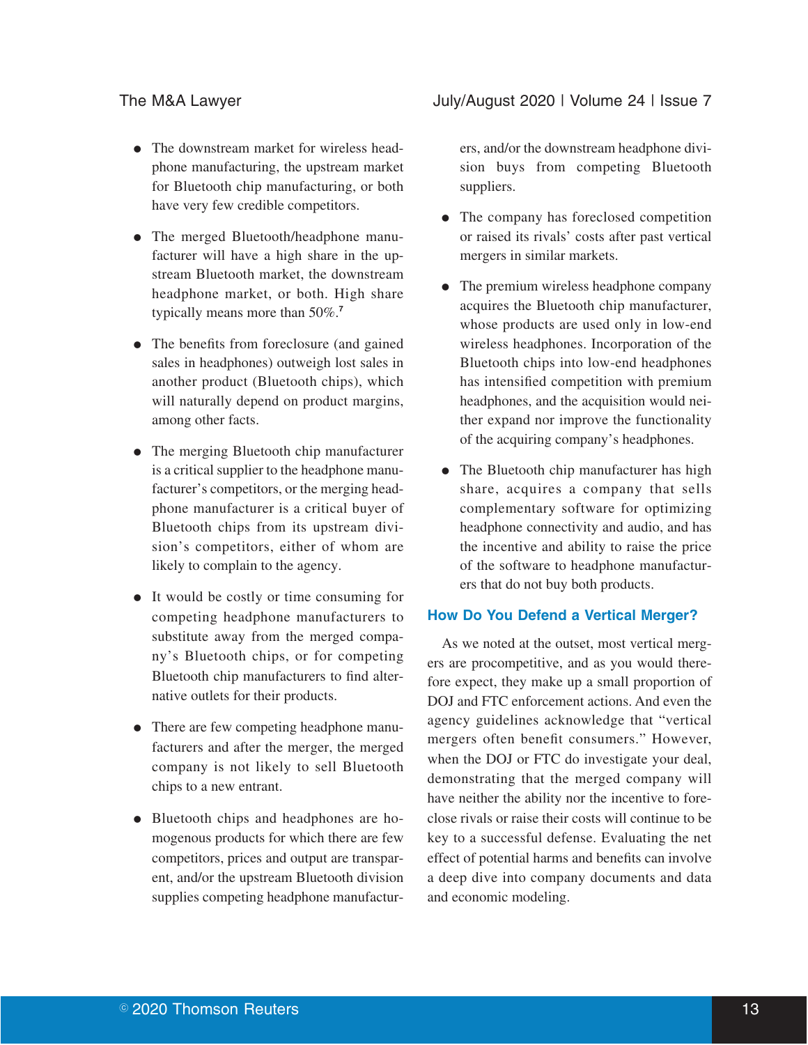- The downstream market for wireless headphone manufacturing, the upstream market for Bluetooth chip manufacturing, or both have very few credible competitors.

- The merged Bluetooth/headphone manufacturer will have a high share in the upstream Bluetooth market, the downstream headphone market, or both. High share typically means more than 50%.[7]

- The benefits from foreclosure (and gained sales in headphones) outweigh lost sales in another product (Bluetooth chips), which will naturally depend on product margins, among other facts.

- The merging Bluetooth chip manufacturer is a critical supplier to the headphone manufacturer's competitors, or the merging headphone manufacturer is a critical buyer of Bluetooth chips from its upstream division's competitors, either of whom are likely to complain to the agency.

- It would be costly or time consuming for competing headphone manufacturers to substitute away from the merged company's Bluetooth chips, or for competing Bluetooth chip manufacturers to find alternative outlets for their products.

- There are few competing headphone manufacturers and after the merger, the merged company is not likely to sell Bluetooth chips to a new entrant.

- Bluetooth chips and headphones are homogenous products for which there are few competitors, prices and output are transparent, and/or the upstream Bluetooth division supplies competing headphone manufacturers, and/or the downstream headphone division buys from competing Bluetooth suppliers.

- The company has foreclosed competition or raised its rivals' costs after past vertical mergers in similar markets.

- The premium wireless headphone company acquires the Bluetooth chip manufacturer, whose products are used only in low-end wireless headphones. Incorporation of the Bluetooth chips into low-end headphones has intensified competition with premium headphones, and the acquisition would neither expand nor improve the functionality of the acquiring company's headphones.

- The Bluetooth chip manufacturer has high share, acquires a company that sells complementary software for optimizing headphone connectivity and audio, and has the incentive and ability to raise the price of the software to headphone manufacturers that do not buy both products.

## How Do You Defend a Vertical Merger?

As we noted at the outset, most vertical mergers are procompetitive, and as you would therefore expect, they make up a small proportion of DOJ and FTC enforcement actions. And even the agency guidelines acknowledge that "vertical mergers often benefit consumers." However, when the DOJ or FTC do investigate your deal, demonstrating that the merged company will have neither the ability nor the incentive to foreclose rivals or raise their costs will continue to be key to a successful defense. Evaluating the net effect of potential harms and benefits can involve a deep dive into company documents and data and economic modeling.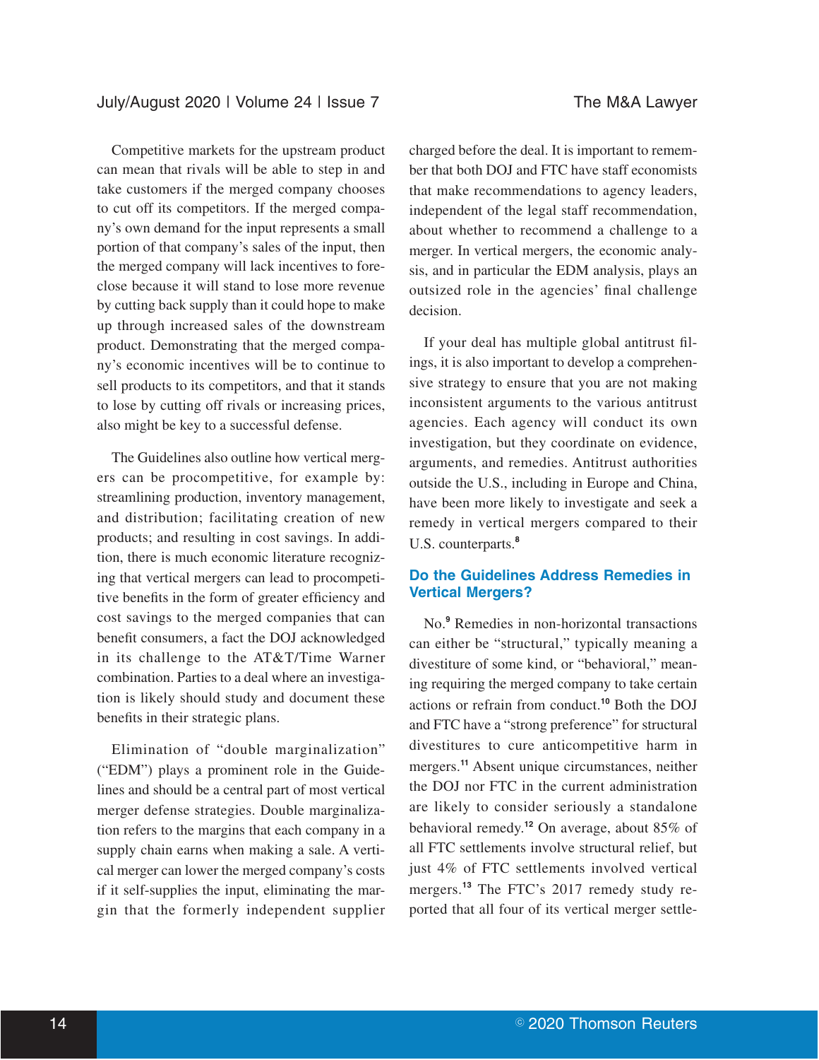Competitive markets for the upstream product can mean that rivals will be able to step in and take customers if the merged company chooses to cut off its competitors. If the merged company's own demand for the input represents a small portion of that company's sales of the input, then the merged company will lack incentives to foreclose because it will stand to lose more revenue by cutting back supply than it could hope to make up through increased sales of the downstream product. Demonstrating that the merged company's economic incentives will be to continue to sell products to its competitors, and that it stands to lose by cutting off rivals or increasing prices, also might be key to a successful defense.

The Guidelines also outline how vertical mergers can be procompetitive, for example by: streamlining production, inventory management, and distribution; facilitating creation of new products; and resulting in cost savings. In addition, there is much economic literature recognizing that vertical mergers can lead to procompetitive benefits in the form of greater efficiency and cost savings to the merged companies that can benefit consumers, a fact the DOJ acknowledged in its challenge to the AT&T/Time Warner combination. Parties to a deal where an investigation is likely should study and document these benefits in their strategic plans.

Elimination of "double marginalization" ("EDM") plays a prominent role in the Guidelines and should be a central part of most vertical merger defense strategies. Double marginalization refers to the margins that each company in a supply chain earns when making a sale. A vertical merger can lower the merged company's costs if it self-supplies the input, eliminating the margin that the formerly independent supplier charged before the deal. It is important to remember that both DOJ and FTC have staff economists that make recommendations to agency leaders, independent of the legal staff recommendation, about whether to recommend a challenge to a merger. In vertical mergers, the economic analysis, and in particular the EDM analysis, plays an outsized role in the agencies' final challenge decision.

If your deal has multiple global antitrust filings, it is also important to develop a comprehensive strategy to ensure that you are not making inconsistent arguments to the various antitrust agencies. Each agency will conduct its own investigation, but they coordinate on evidence, arguments, and remedies. Antitrust authorities outside the U.S., including in Europe and China, have been more likely to investigate and seek a remedy in vertical mergers compared to their U.S. counterparts.[8]

## Do the Guidelines Address Remedies in Vertical Mergers?

No.[9] Remedies in non-horizontal transactions can either be "structural," typically meaning a divestiture of some kind, or "behavioral," meaning requiring the merged company to take certain actions or refrain from conduct.[10] Both the DOJ and FTC have a "strong preference" for structural divestitures to cure anticompetitive harm in mergers.[11] Absent unique circumstances, neither the DOJ nor FTC in the current administration are likely to consider seriously a standalone behavioral remedy.[12] On average, about 85% of all FTC settlements involve structural relief, but just 4% of FTC settlements involved vertical mergers.[13] The FTC's 2017 remedy study reported that all four of its vertical merger settle-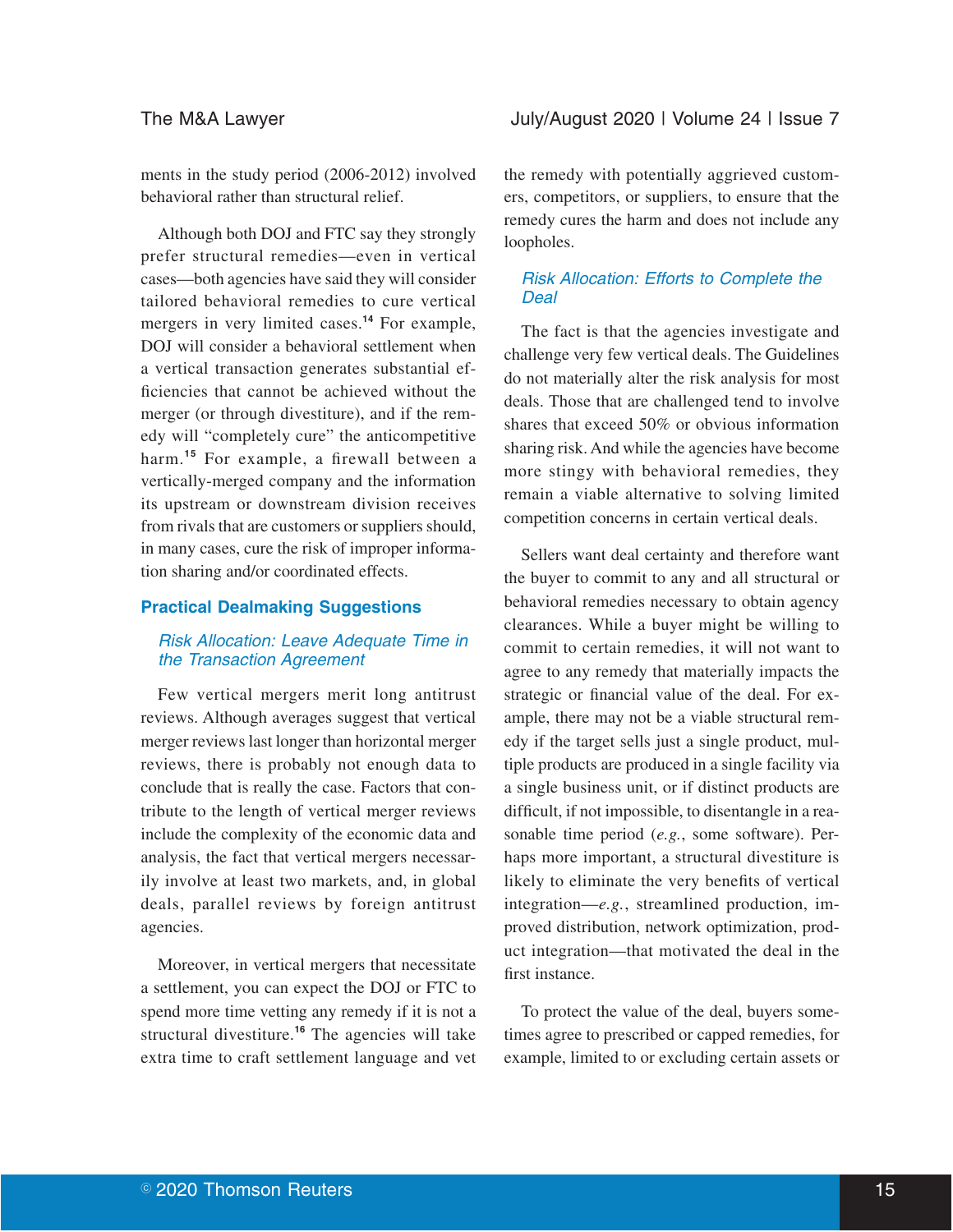ments in the study period (2006-2012) involved behavioral rather than structural relief.

Although both DOJ and FTC say they strongly prefer structural remedies—even in vertical cases—both agencies have said they will consider tailored behavioral remedies to cure vertical mergers in very limited cases.[14] For example, DOJ will consider a behavioral settlement when a vertical transaction generates substantial efficiencies that cannot be achieved without the merger (or through divestiture), and if the remedy will "completely cure" the anticompetitive harm.[15] For example, a firewall between a vertically-merged company and the information its upstream or downstream division receives from rivals that are customers or suppliers should, in many cases, cure the risk of improper information sharing and/or coordinated effects.

## Practical Dealmaking Suggestions

### *Risk Allocation: Leave Adequate Time in the Transaction Agreement*

Few vertical mergers merit long antitrust reviews. Although averages suggest that vertical merger reviews last longer than horizontal merger reviews, there is probably not enough data to conclude that is really the case. Factors that contribute to the length of vertical merger reviews include the complexity of the economic data and analysis, the fact that vertical mergers necessarily involve at least two markets, and, in global deals, parallel reviews by foreign antitrust agencies.

Moreover, in vertical mergers that necessitate a settlement, you can expect the DOJ or FTC to spend more time vetting any remedy if it is not a structural divestiture.[16] The agencies will take extra time to craft settlement language and vet the remedy with potentially aggrieved customers, competitors, or suppliers, to ensure that the remedy cures the harm and does not include any loopholes.

### *Risk Allocation: Efforts to Complete the Deal*

The fact is that the agencies investigate and challenge very few vertical deals. The Guidelines do not materially alter the risk analysis for most deals. Those that are challenged tend to involve shares that exceed 50% or obvious information sharing risk. And while the agencies have become more stingy with behavioral remedies, they remain a viable alternative to solving limited competition concerns in certain vertical deals.

Sellers want deal certainty and therefore want the buyer to commit to any and all structural or behavioral remedies necessary to obtain agency clearances. While a buyer might be willing to commit to certain remedies, it will not want to agree to any remedy that materially impacts the strategic or financial value of the deal. For example, there may not be a viable structural remedy if the target sells just a single product, multiple products are produced in a single facility via a single business unit, or if distinct products are difficult, if not impossible, to disentangle in a reasonable time period (*e.g.*, some software). Perhaps more important, a structural divestiture is likely to eliminate the very benefits of vertical integration—*e.g.*, streamlined production, improved distribution, network optimization, product integration—that motivated the deal in the first instance.

To protect the value of the deal, buyers sometimes agree to prescribed or capped remedies, for example, limited to or excluding certain assets or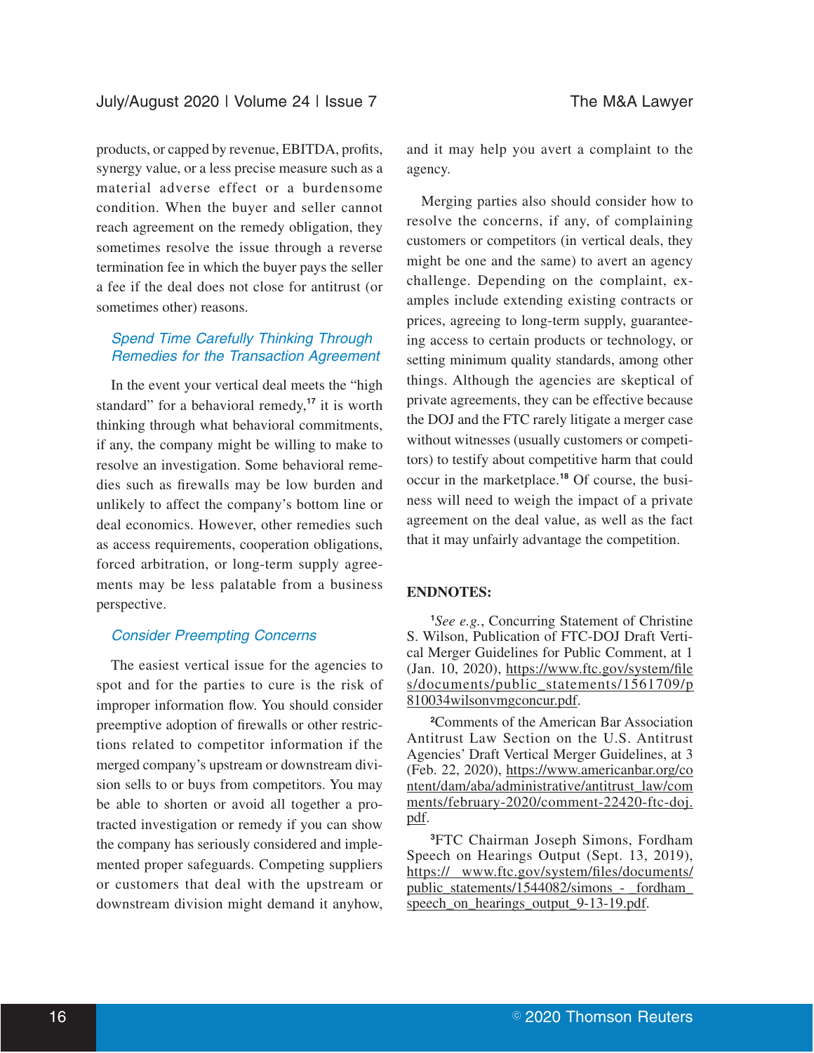products, or capped by revenue, EBITDA, profits, synergy value, or a less precise measure such as a material adverse effect or a burdensome condition. When the buyer and seller cannot reach agreement on the remedy obligation, they sometimes resolve the issue through a reverse termination fee in which the buyer pays the seller a fee if the deal does not close for antitrust (or sometimes other) reasons.

### *Spend Time Carefully Thinking Through Remedies for the Transaction Agreement*

In the event your vertical deal meets the "high standard" for a behavioral remedy,[17] it is worth thinking through what behavioral commitments, if any, the company might be willing to make to resolve an investigation. Some behavioral remedies such as firewalls may be low burden and unlikely to affect the company's bottom line or deal economics. However, other remedies such as access requirements, cooperation obligations, forced arbitration, or long-term supply agreements may be less palatable from a business perspective.

### *Consider Preempting Concerns*

The easiest vertical issue for the agencies to spot and for the parties to cure is the risk of improper information flow. You should consider preemptive adoption of firewalls or other restrictions related to competitor information if the merged company's upstream or downstream division sells to or buys from competitors. You may be able to shorten or avoid all together a protracted investigation or remedy if you can show the company has seriously considered and implemented proper safeguards. Competing suppliers or customers that deal with the upstream or downstream division might demand it anyhow, and it may help you avert a complaint to the agency.

Merging parties also should consider how to resolve the concerns, if any, of complaining customers or competitors (in vertical deals, they might be one and the same) to avert an agency challenge. Depending on the complaint, examples include extending existing contracts or prices, agreeing to long-term supply, guaranteeing access to certain products or technology, or setting minimum quality standards, among other things. Although the agencies are skeptical of private agreements, they can be effective because the DOJ and the FTC rarely litigate a merger case without witnesses (usually customers or competitors) to testify about competitive harm that could occur in the marketplace.[18] Of course, the business will need to weigh the impact of a private agreement on the deal value, as well as the fact that it may unfairly advantage the competition.

**ENDNOTES:**

[1] *See e.g.*, Concurring Statement of Christine S. Wilson, Publication of FTC-DOJ Draft Vertical Merger Guidelines for Public Comment, at 1 (Jan. 10, 2020), https://www.ftc.gov/system/files/documents/public_statements/1561709/p810034wilsonvmgconcur.pdf.

[2] Comments of the American Bar Association Antitrust Law Section on the U.S. Antitrust Agencies' Draft Vertical Merger Guidelines, at 3 (Feb. 22, 2020), https://www.americanbar.org/content/dam/aba/administrative/antitrust_law/comments/february-2020/comment-22420-ftc-doj.pdf.

[3] FTC Chairman Joseph Simons, Fordham Speech on Hearings Output (Sept. 13, 2019), https:// www.ftc.gov/system/files/documents/public_statements/1544082/simons_-_fordham_speech_on_hearings_output_9-13-19.pdf.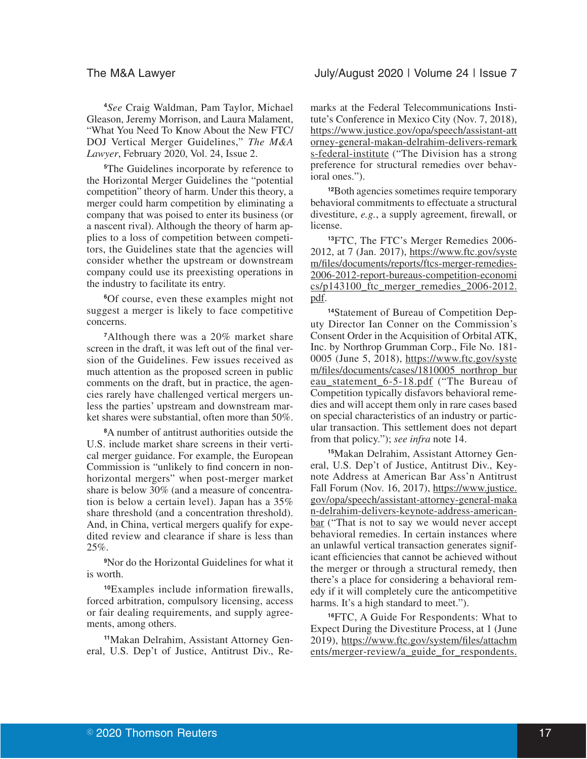[4]*See* Craig Waldman, Pam Taylor, Michael Gleason, Jeremy Morrison, and Laura Malament, "What You Need To Know About the New FTC/DOJ Vertical Merger Guidelines," *The M&A Lawyer*, February 2020, Vol. 24, Issue 2.

[5]The Guidelines incorporate by reference to the Horizontal Merger Guidelines the "potential competition" theory of harm. Under this theory, a merger could harm competition by eliminating a company that was poised to enter its business (or a nascent rival). Although the theory of harm applies to a loss of competition between competitors, the Guidelines state that the agencies will consider whether the upstream or downstream company could use its preexisting operations in the industry to facilitate its entry.

[6]Of course, even these examples might not suggest a merger is likely to face competitive concerns.

[7]Although there was a 20% market share screen in the draft, it was left out of the final version of the Guidelines. Few issues received as much attention as the proposed screen in public comments on the draft, but in practice, the agencies rarely have challenged vertical mergers unless the parties' upstream and downstream market shares were substantial, often more than 50%.

[8]A number of antitrust authorities outside the U.S. include market share screens in their vertical merger guidance. For example, the European Commission is "unlikely to find concern in non-horizontal mergers" when post-merger market share is below 30% (and a measure of concentration is below a certain level). Japan has a 35% share threshold (and a concentration threshold). And, in China, vertical mergers qualify for expedited review and clearance if share is less than 25%.

[9]Nor do the Horizontal Guidelines for what it is worth.

[10]Examples include information firewalls, forced arbitration, compulsory licensing, access or fair dealing requirements, and supply agreements, among others.

[11]Makan Delrahim, Assistant Attorney General, U.S. Dep't of Justice, Antitrust Div., Remarks at the Federal Telecommunications Institute's Conference in Mexico City (Nov. 7, 2018), https://www.justice.gov/opa/speech/assistant-attorney-general-makan-delrahim-delivers-remarks-federal-institute ("The Division has a strong preference for structural remedies over behavioral ones.").

[12]Both agencies sometimes require temporary behavioral commitments to effectuate a structural divestiture, *e.g.*, a supply agreement, firewall, or license.

[13]FTC, The FTC's Merger Remedies 2006-2012, at 7 (Jan. 2017), https://www.ftc.gov/system/files/documents/reports/ftcs-merger-remedies-2006-2012-report-bureaus-competition-economics/p143100_ftc_merger_remedies_2006-2012.pdf.

[14]Statement of Bureau of Competition Deputy Director Ian Conner on the Commission's Consent Order in the Acquisition of Orbital ATK, Inc. by Northrop Grumman Corp., File No. 181-0005 (June 5, 2018), https://www.ftc.gov/system/files/documents/cases/1810005_northrop_bureau_statement_6-5-18.pdf ("The Bureau of Competition typically disfavors behavioral remedies and will accept them only in rare cases based on special characteristics of an industry or particular transaction. This settlement does not depart from that policy."); *see infra* note 14.

[15]Makan Delrahim, Assistant Attorney General, U.S. Dep't of Justice, Antitrust Div., Keynote Address at American Bar Ass'n Antitrust Fall Forum (Nov. 16, 2017), https://www.justice.gov/opa/speech/assistant-attorney-general-makan-delrahim-delivers-keynote-address-american-bar ("That is not to say we would never accept behavioral remedies. In certain instances where an unlawful vertical transaction generates significant efficiencies that cannot be achieved without the merger or through a structural remedy, then there's a place for considering a behavioral remedy if it will completely cure the anticompetitive harms. It's a high standard to meet.").

[16]FTC, A Guide For Respondents: What to Expect During the Divestiture Process, at 1 (June 2019), https://www.ftc.gov/system/files/attachments/merger-review/a_guide_for_respondents.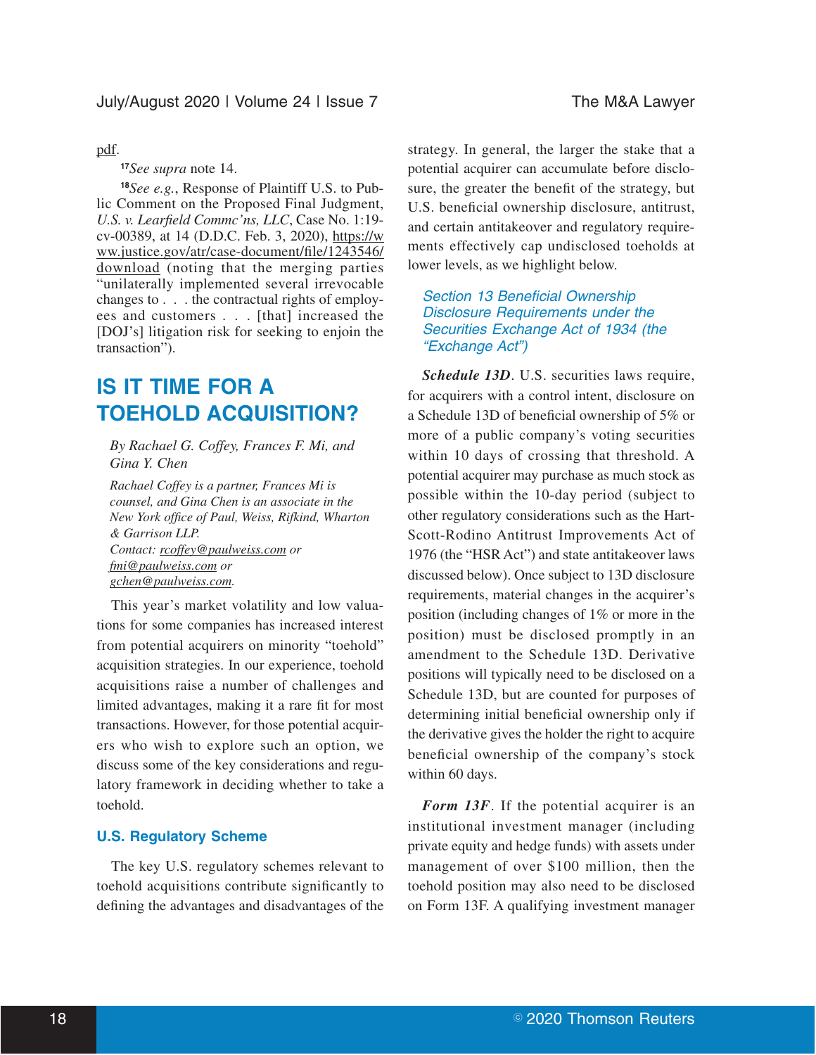pdf.

[17]*See supra* note 14.

[18]*See e.g.*, Response of Plaintiff U.S. to Public Comment on the Proposed Final Judgment, *U.S. v. Learfield Commc'ns, LLC*, Case No. 1:19-cv-00389, at 14 (D.D.C. Feb. 3, 2020), https://www.justice.gov/atr/case-document/file/1243546/download (noting that the merging parties "unilaterally implemented several irrevocable changes to . . . the contractual rights of employees and customers . . . [that] increased the [DOJ's] litigation risk for seeking to enjoin the transaction").

# IS IT TIME FOR A TOEHOLD ACQUISITION?

*By Rachael G. Coffey, Frances F. Mi, and Gina Y. Chen*

*Rachael Coffey is a partner, Frances Mi is counsel, and Gina Chen is an associate in the New York office of Paul, Weiss, Rifkind, Wharton & Garrison LLP.*
*Contact: rcoffey@paulweiss.com or fmi@paulweiss.com or gchen@paulweiss.com.*

This year's market volatility and low valuations for some companies has increased interest from potential acquirers on minority "toehold" acquisition strategies. In our experience, toehold acquisitions raise a number of challenges and limited advantages, making it a rare fit for most transactions. However, for those potential acquirers who wish to explore such an option, we discuss some of the key considerations and regulatory framework in deciding whether to take a toehold.

## U.S. Regulatory Scheme

The key U.S. regulatory schemes relevant to toehold acquisitions contribute significantly to defining the advantages and disadvantages of the strategy. In general, the larger the stake that a potential acquirer can accumulate before disclosure, the greater the benefit of the strategy, but U.S. beneficial ownership disclosure, antitrust, and certain antitakeover and regulatory requirements effectively cap undisclosed toeholds at lower levels, as we highlight below.

### *Section 13 Beneficial Ownership Disclosure Requirements under the Securities Exchange Act of 1934 (the "Exchange Act")*

***Schedule 13D***. U.S. securities laws require, for acquirers with a control intent, disclosure on a Schedule 13D of beneficial ownership of 5% or more of a public company's voting securities within 10 days of crossing that threshold. A potential acquirer may purchase as much stock as possible within the 10-day period (subject to other regulatory considerations such as the Hart-Scott-Rodino Antitrust Improvements Act of 1976 (the "HSR Act") and state antitakeover laws discussed below). Once subject to 13D disclosure requirements, material changes in the acquirer's position (including changes of 1% or more in the position) must be disclosed promptly in an amendment to the Schedule 13D. Derivative positions will typically need to be disclosed on a Schedule 13D, but are counted for purposes of determining initial beneficial ownership only if the derivative gives the holder the right to acquire beneficial ownership of the company's stock within 60 days.

***Form 13F***. If the potential acquirer is an institutional investment manager (including private equity and hedge funds) with assets under management of over $100 million, then the toehold position may also need to be disclosed on Form 13F. A qualifying investment manager